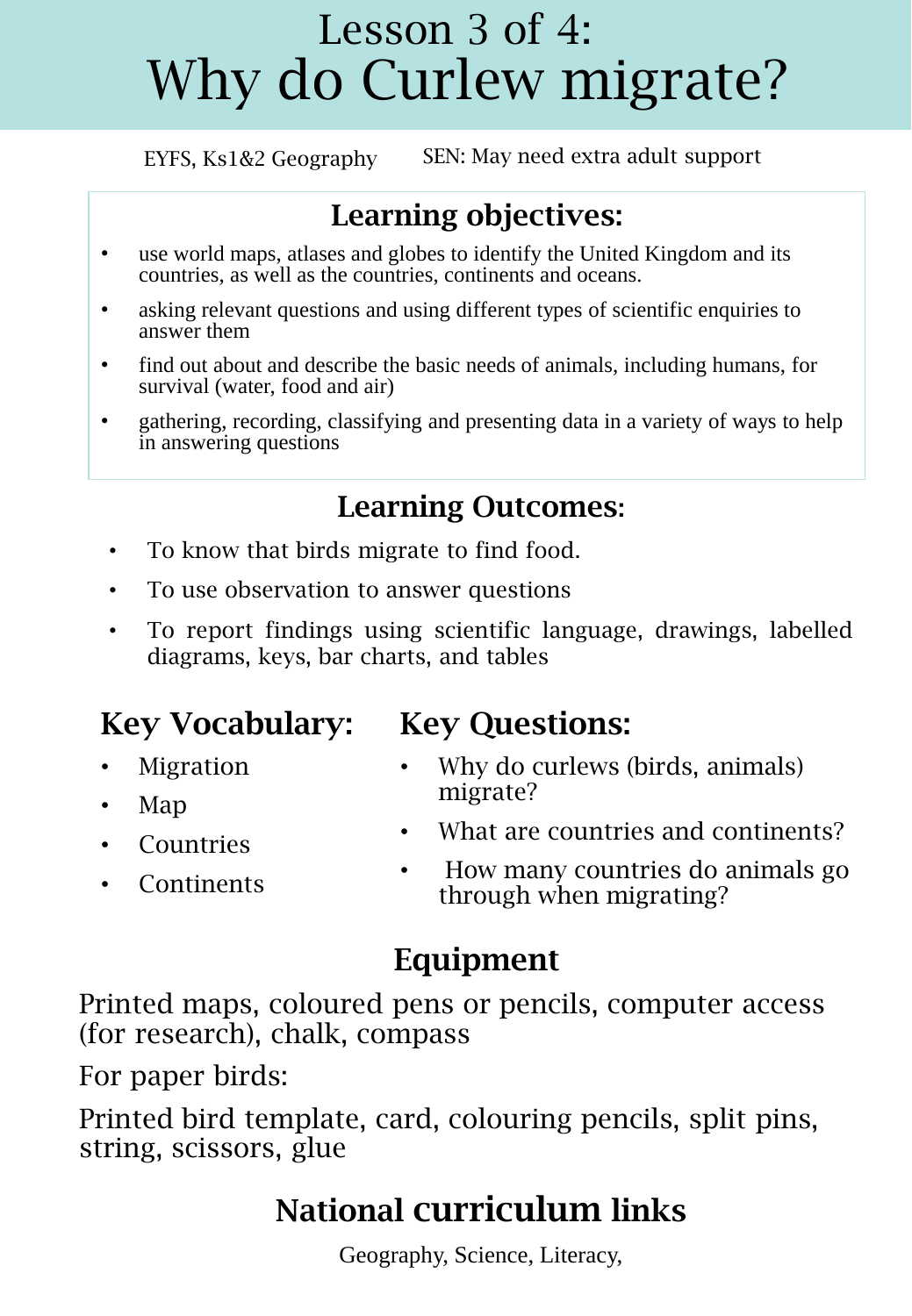# Lesson 3 of 4:
# Why do Curlew migrate?

EYFS, Ks1&2 Geography SEN: May need extra adult support

## Learning objectives:

- use world maps, atlases and globes to identify the United Kingdom and its countries, as well as the countries, continents and oceans.
- asking relevant questions and using different types of scientific enquiries to answer them
- find out about and describe the basic needs of animals, including humans, for survival (water, food and air)
- gathering, recording, classifying and presenting data in a variety of ways to help in answering questions

## Learning Outcomes:

- To know that birds migrate to find food.
- To use observation to answer questions
- To report findings using scientific language, drawings, labelled diagrams, keys, bar charts, and tables

## Key Vocabulary:

- Migration
- Map
- Countries
- Continents

## Key Questions:

- Why do curlews (birds, animals) migrate?
- What are countries and continents?
- How many countries do animals go through when migrating?

## Equipment

Printed maps, coloured pens or pencils, computer access (for research), chalk, compass

For paper birds:

Printed bird template, card, colouring pencils, split pins, string, scissors, glue

## National curriculum links

Geography, Science, Literacy,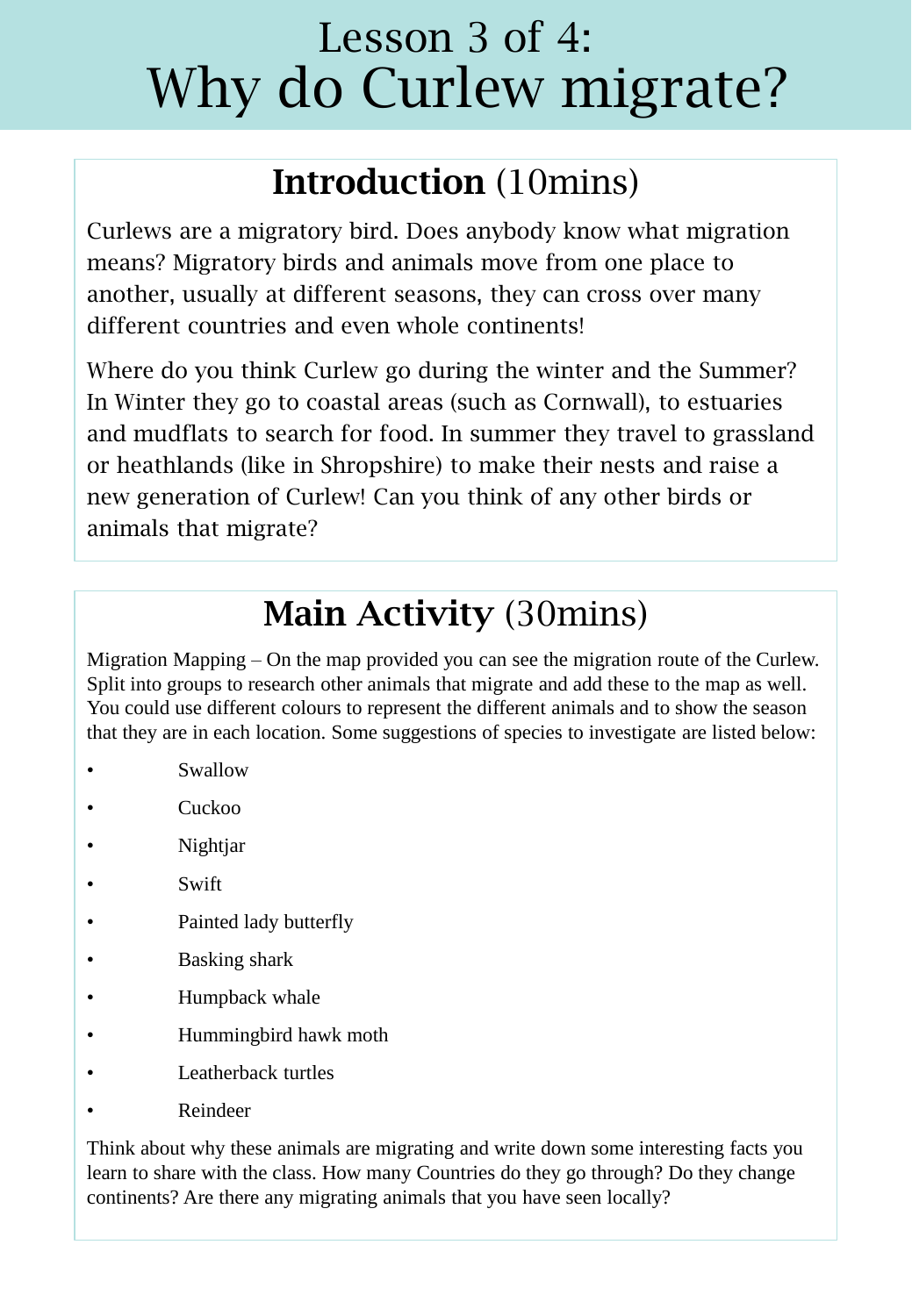# Lesson 3 of 4: Why do Curlew migrate?

## **Introduction** (10mins)

Curlews are a migratory bird. Does anybody know what migration means? Migratory birds and animals move from one place to another, usually at different seasons, they can cross over many different countries and even whole continents!

Where do you think Curlew go during the winter and the Summer? In Winter they go to coastal areas (such as Cornwall), to estuaries and mudflats to search for food. In summer they travel to grassland or heathlands (like in Shropshire) to make their nests and raise a new generation of Curlew! Can you think of any other birds or animals that migrate?

## **Main Activity** (30mins)

Migration Mapping – On the map provided you can see the migration route of the Curlew. Split into groups to research other animals that migrate and add these to the map as well. You could use different colours to represent the different animals and to show the season that they are in each location. Some suggestions of species to investigate are listed below:

- Swallow
- Cuckoo
- Nightjar
- Swift
- Painted lady butterfly
- Basking shark
- Humpback whale
- Hummingbird hawk moth
- Leatherback turtles
- Reindeer

Think about why these animals are migrating and write down some interesting facts you learn to share with the class. How many Countries do they go through? Do they change continents? Are there any migrating animals that you have seen locally?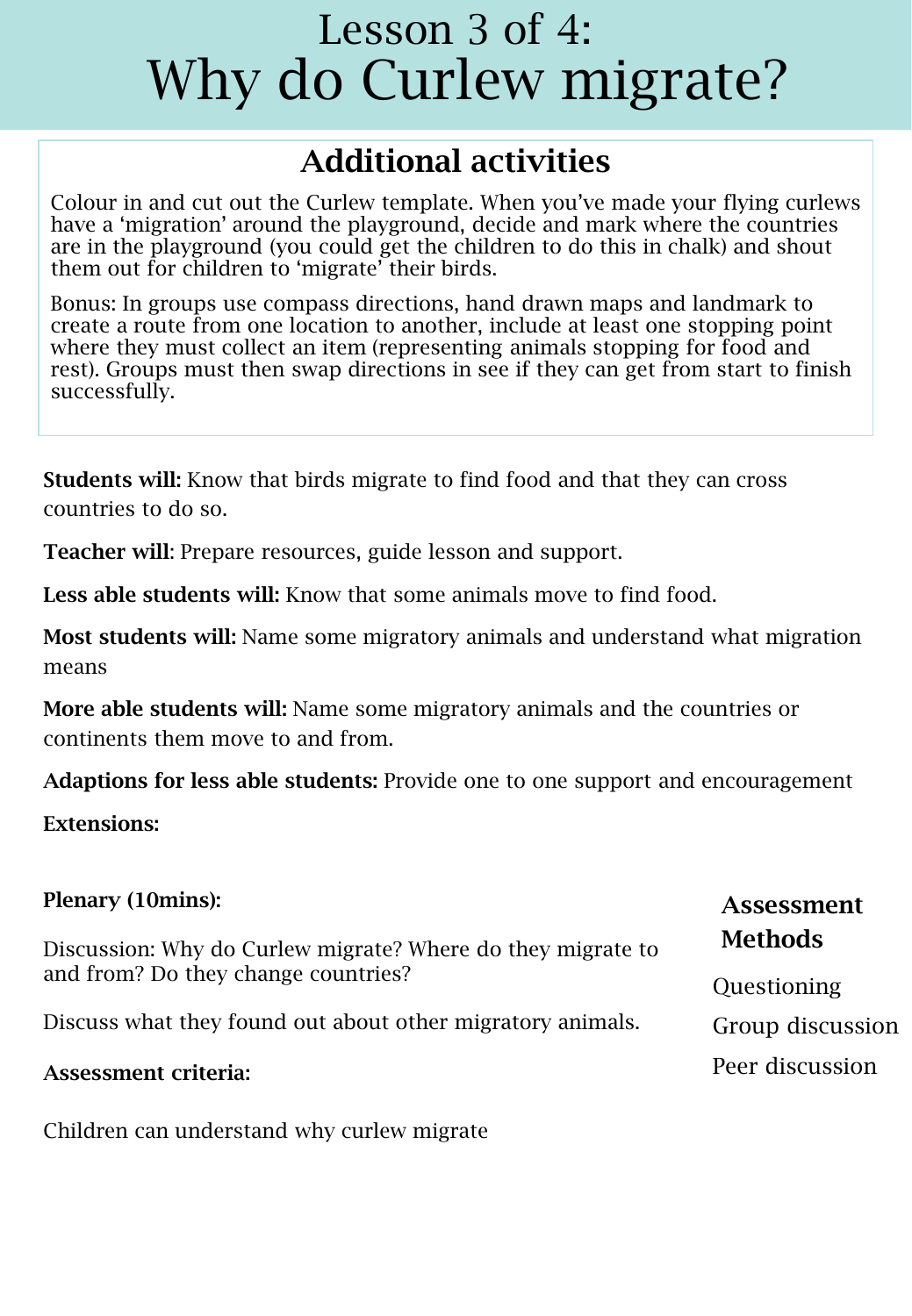# Lesson 3 of 4:
# Why do Curlew migrate?

## Additional activities

Colour in and cut out the Curlew template. When you've made your flying curlews have a 'migration' around the playground, decide and mark where the countries are in the playground (you could get the children to do this in chalk) and shout them out for children to 'migrate' their birds.

Bonus: In groups use compass directions, hand drawn maps and landmark to create a route from one location to another, include at least one stopping point where they must collect an item (representing animals stopping for food and rest). Groups must then swap directions in see if they can get from start to finish successfully.

**Students will:** Know that birds migrate to find food and that they can cross countries to do so.

**Teacher will**: Prepare resources, guide lesson and support.

**Less able students will:** Know that some animals move to find food.

**Most students will:** Name some migratory animals and understand what migration means

**More able students will:** Name some migratory animals and the countries or continents them move to and from.

**Adaptions for less able students:** Provide one to one support and encouragement

**Extensions:**

**Plenary (10mins):**

Discussion: Why do Curlew migrate? Where do they migrate to and from? Do they change countries?

Discuss what they found out about other migratory animals.

**Assessment criteria:**

Children can understand why curlew migrate

### Assessment Methods

Questioning

Group discussion

Peer discussion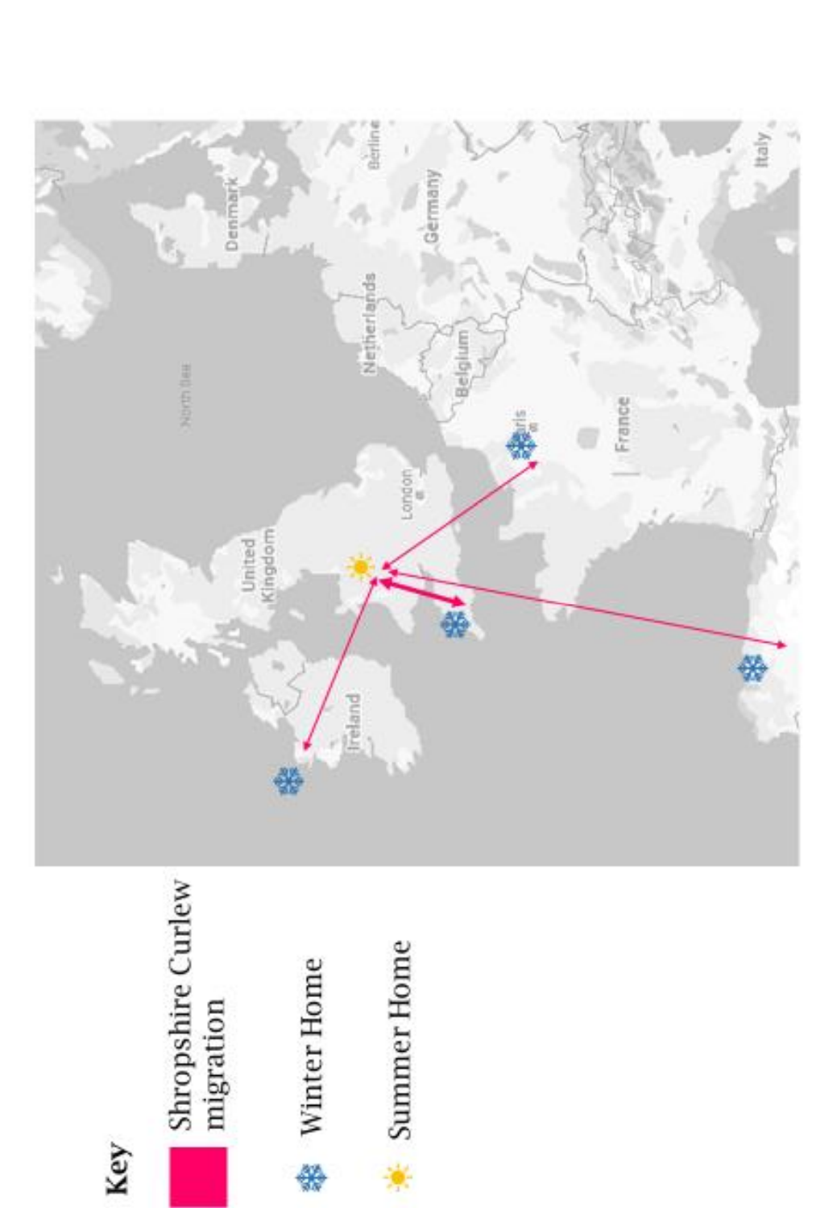**Key**

Shropshire Curlew migration

Winter Home

Summer Home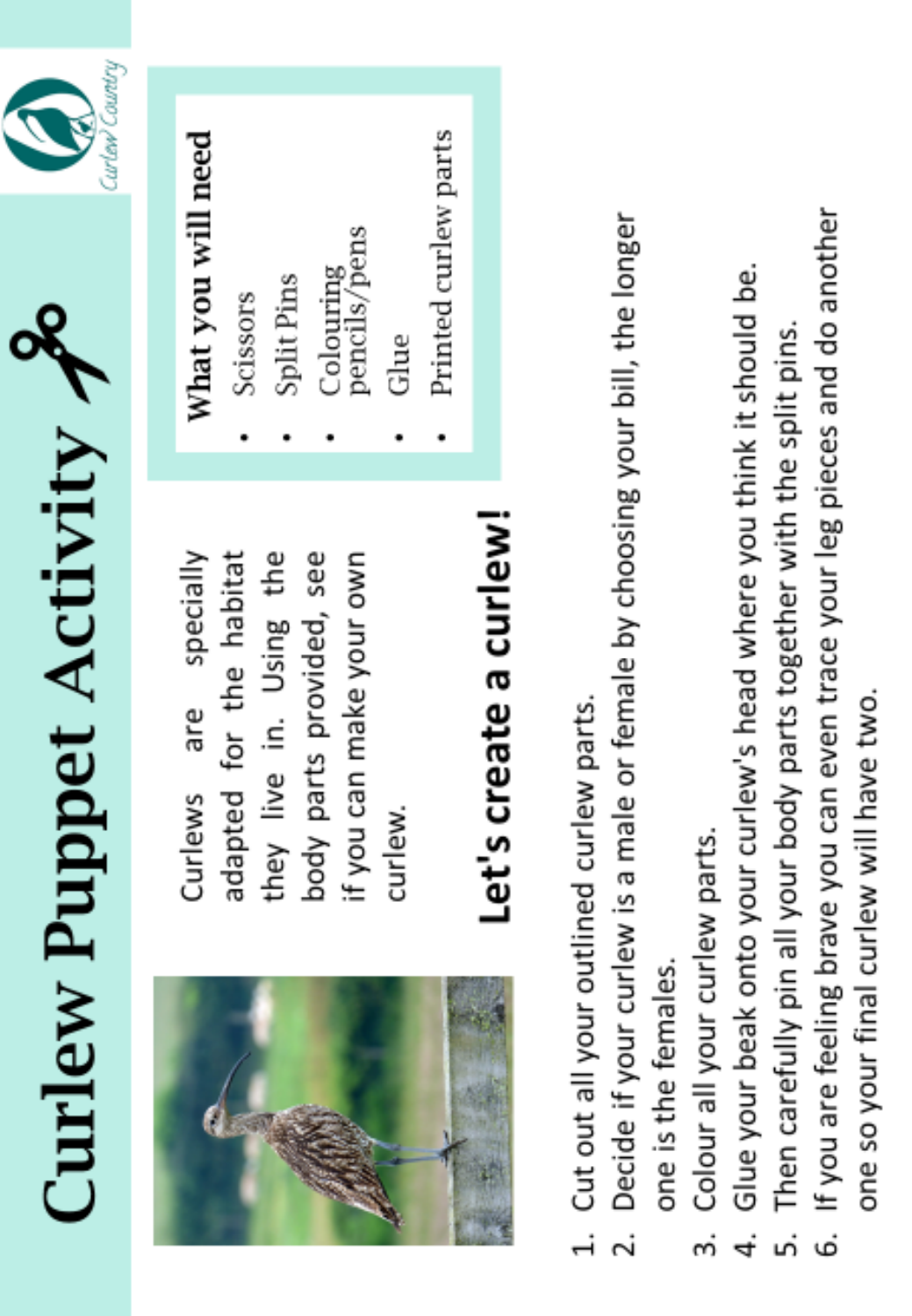# Curlew Puppet Activity ✂

Curlews are specially adapted for the habitat they live in. Using the body parts provided, see if you can make your own curlew.

**What you will need**

- Scissors
- Split Pins
- Colouring pencils/pens
- Glue
- Printed curlew parts

## Let's create a curlew!

1. Cut out all your outlined curlew parts.
2. Decide if your curlew is a male or female by choosing your bill, the longer one is the females.
3. Colour all your curlew parts.
4. Glue your beak onto your curlew's head where you think it should be.
5. Then carefully pin all your body parts together with the split pins.
6. If you are feeling brave you can even trace your leg pieces and do another one so your final curlew will have two.